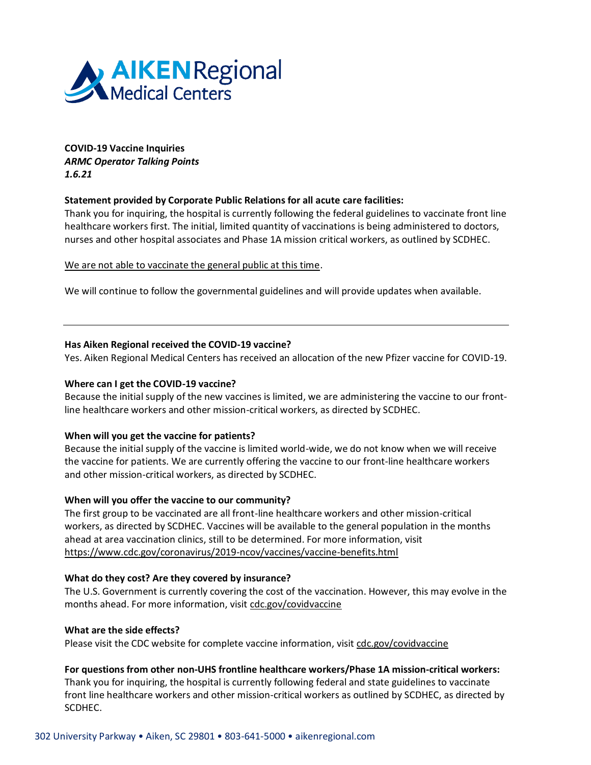**AIKEN Regional Medical Centers**

**COVID-19 Vaccine Inquiries**
***ARMC Operator Talking Points***
***1.6.21***

**Statement provided by Corporate Public Relations for all acute care facilities:**
Thank you for inquiring, the hospital is currently following the federal guidelines to vaccinate front line healthcare workers first. The initial, limited quantity of vaccinations is being administered to doctors, nurses and other hospital associates and Phase 1A mission critical workers, as outlined by SCDHEC.

<u>We are not able to vaccinate the general public at this time</u>.

We will continue to follow the governmental guidelines and will provide updates when available.

---

**Has Aiken Regional received the COVID-19 vaccine?**
Yes. Aiken Regional Medical Centers has received an allocation of the new Pfizer vaccine for COVID-19.

**Where can I get the COVID-19 vaccine?**
Because the initial supply of the new vaccines is limited, we are administering the vaccine to our front-line healthcare workers and other mission-critical workers, as directed by SCDHEC.

**When will you get the vaccine for patients?**
Because the initial supply of the vaccine is limited world-wide, we do not know when we will receive the vaccine for patients. We are currently offering the vaccine to our front-line healthcare workers and other mission-critical workers, as directed by SCDHEC.

**When will you offer the vaccine to our community?**
The first group to be vaccinated are all front-line healthcare workers and other mission-critical workers, as directed by SCDHEC. Vaccines will be available to the general population in the months ahead at area vaccination clinics, still to be determined. For more information, visit https://www.cdc.gov/coronavirus/2019-ncov/vaccines/vaccine-benefits.html

**What do they cost? Are they covered by insurance?**
The U.S. Government is currently covering the cost of the vaccination. However, this may evolve in the months ahead. For more information, visit cdc.gov/covidvaccine

**What are the side effects?**
Please visit the CDC website for complete vaccine information, visit cdc.gov/covidvaccine

**For questions from other non-UHS frontline healthcare workers/Phase 1A mission-critical workers:**
Thank you for inquiring, the hospital is currently following federal and state guidelines to vaccinate front line healthcare workers and other mission-critical workers as outlined by SCDHEC, as directed by SCDHEC.

302 University Parkway • Aiken, SC 29801 • 803-641-5000 • aikenregional.com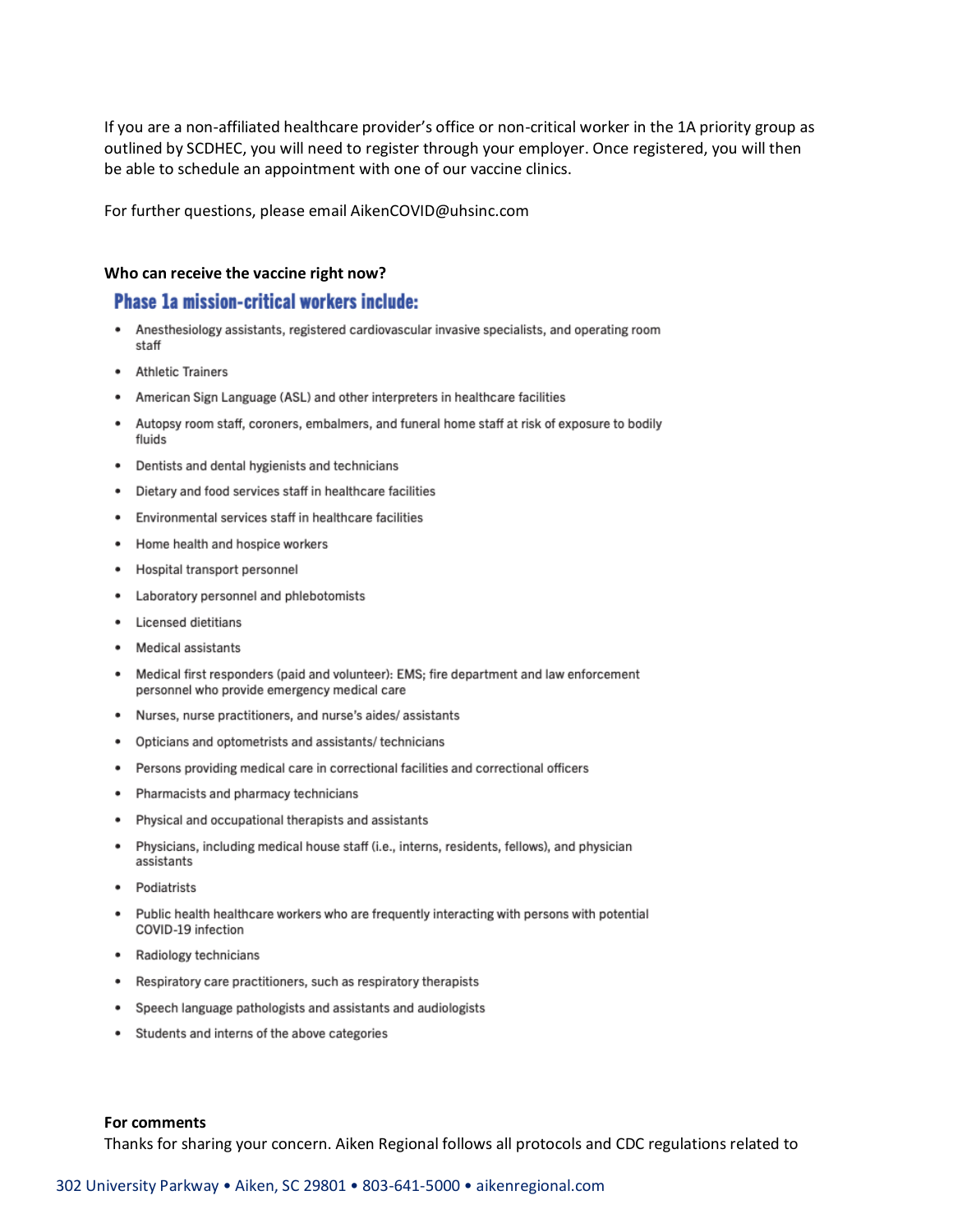If you are a non-affiliated healthcare provider's office or non-critical worker in the 1A priority group as outlined by SCDHEC, you will need to register through your employer. Once registered, you will then be able to schedule an appointment with one of our vaccine clinics.

For further questions, please email AikenCOVID@uhsinc.com

**Who can receive the vaccine right now?**

## Phase 1a mission-critical workers include:

- Anesthesiology assistants, registered cardiovascular invasive specialists, and operating room staff
- Athletic Trainers
- American Sign Language (ASL) and other interpreters in healthcare facilities
- Autopsy room staff, coroners, embalmers, and funeral home staff at risk of exposure to bodily fluids
- Dentists and dental hygienists and technicians
- Dietary and food services staff in healthcare facilities
- Environmental services staff in healthcare facilities
- Home health and hospice workers
- Hospital transport personnel
- Laboratory personnel and phlebotomists
- Licensed dietitians
- Medical assistants
- Medical first responders (paid and volunteer): EMS; fire department and law enforcement personnel who provide emergency medical care
- Nurses, nurse practitioners, and nurse's aides/ assistants
- Opticians and optometrists and assistants/ technicians
- Persons providing medical care in correctional facilities and correctional officers
- Pharmacists and pharmacy technicians
- Physical and occupational therapists and assistants
- Physicians, including medical house staff (i.e., interns, residents, fellows), and physician assistants
- Podiatrists
- Public health healthcare workers who are frequently interacting with persons with potential COVID-19 infection
- Radiology technicians
- Respiratory care practitioners, such as respiratory therapists
- Speech language pathologists and assistants and audiologists
- Students and interns of the above categories

**For comments**

Thanks for sharing your concern. Aiken Regional follows all protocols and CDC regulations related to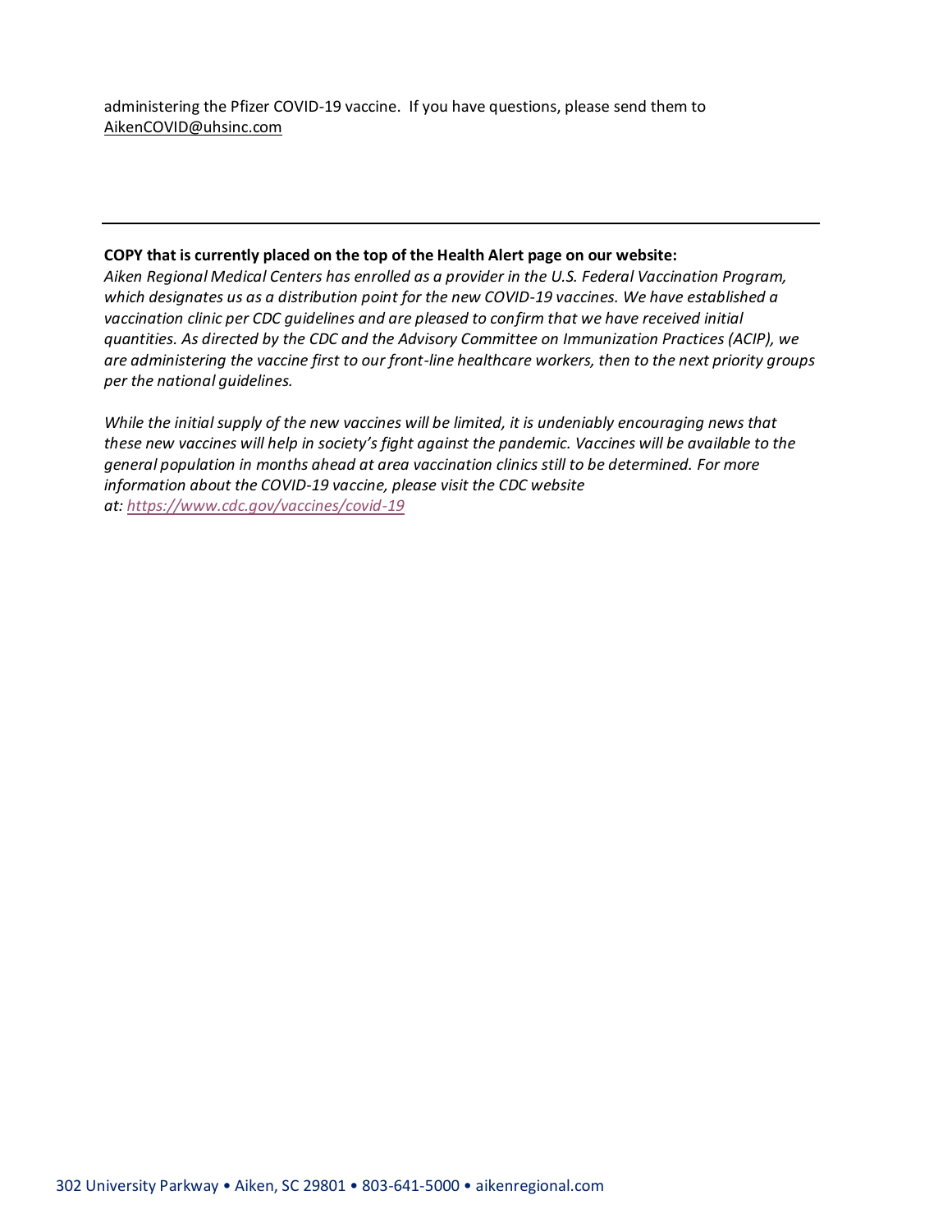administering the Pfizer COVID-19 vaccine. If you have questions, please send them to AikenCOVID@uhsinc.com

---

**COPY that is currently placed on the top of the Health Alert page on our website:**

*Aiken Regional Medical Centers has enrolled as a provider in the U.S. Federal Vaccination Program, which designates us as a distribution point for the new COVID-19 vaccines. We have established a vaccination clinic per CDC guidelines and are pleased to confirm that we have received initial quantities. As directed by the CDC and the Advisory Committee on Immunization Practices (ACIP), we are administering the vaccine first to our front-line healthcare workers, then to the next priority groups per the national guidelines.*

*While the initial supply of the new vaccines will be limited, it is undeniably encouraging news that these new vaccines will help in society's fight against the pandemic. Vaccines will be available to the general population in months ahead at area vaccination clinics still to be determined. For more information about the COVID-19 vaccine, please visit the CDC website at: https://www.cdc.gov/vaccines/covid-19*